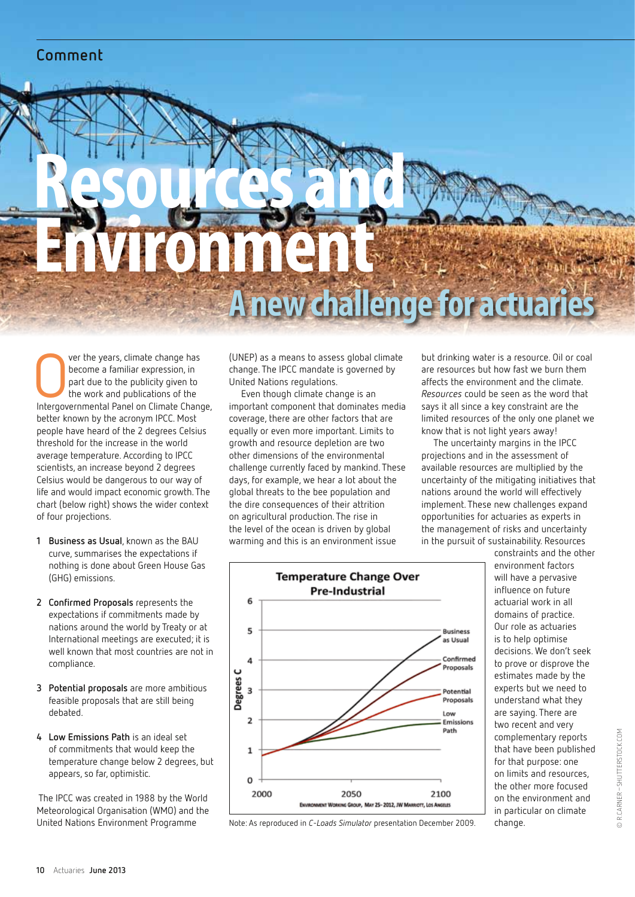Comment

# Resources and Environment

## A new challenge for actuaries

Over the years, climate change has become a familiar expression, in part due to the publicity given to the work and publications of the Intergovernmental Panel on Climate Change, better known by the acronym IPCC. Most people have heard of the 2 degrees Celsius threshold for the increase in the world average temperature. According to IPCC scientists, an increase beyond 2 degrees Celsius would be dangerous to our way of life and would impact economic growth. The chart (below right) shows the wider context of four projections.

1. **Business as Usual**, known as the BAU curve, summarises the expectations if nothing is done about Green House Gas (GHG) emissions.
2. **Confirmed Proposals** represents the expectations if commitments made by nations around the world by Treaty or at International meetings are executed; it is well known that most countries are not in compliance.
3. **Potential proposals** are more ambitious feasible proposals that are still being debated.
4. **Low Emissions Path** is an ideal set of commitments that would keep the temperature change below 2 degrees, but appears, so far, optimistic.

The IPCC was created in 1988 by the World Meteorological Organisation (WMO) and the United Nations Environment Programme (UNEP) as a means to assess global climate change. The IPCC mandate is governed by United Nations regulations.

Even though climate change is an important component that dominates media coverage, there are other factors that are equally or even more important. Limits to growth and resource depletion are two other dimensions of the environmental challenge currently faced by mankind. These days, for example, we hear a lot about the global threats to the bee population and the dire consequences of their attrition on agricultural production. The rise in the level of the ocean is driven by global warming and this is an environment issue but drinking water is a resource. Oil or coal are resources but how fast we burn them affects the environment and the climate. *Resources* could be seen as the word that says it all since a key constraint are the limited resources of the only one planet we know that is not light years away!

The uncertainty margins in the IPCC projections and in the assessment of available resources are multiplied by the uncertainty of the mitigating initiatives that nations around the world will effectively implement. These new challenges expand opportunities for actuaries as experts in the management of risks and uncertainty in the pursuit of sustainability. Resources constraints and the other environment factors will have a pervasive influence on future actuarial work in all domains of practice. Our role as actuaries is to help optimise decisions. We don't seek to prove or disprove the estimates made by the experts but we need to understand what they are saying. There are two recent and very complementary reports that have been published for that purpose: one on limits and resources, the other more focused on the environment and in particular on climate change.

**Temperature Change Over Pre-Industrial**

(Chart: Degrees C, 0–6, years 2000–2100; curves: Business as Usual, Confirmed Proposals, Potential Proposals, Low Emissions Path. Source: Environment Working Group, May 25-2012, JW Marriott, Los Angeles)

Note: As reproduced in *C-Loads Simulator* presentation December 2009.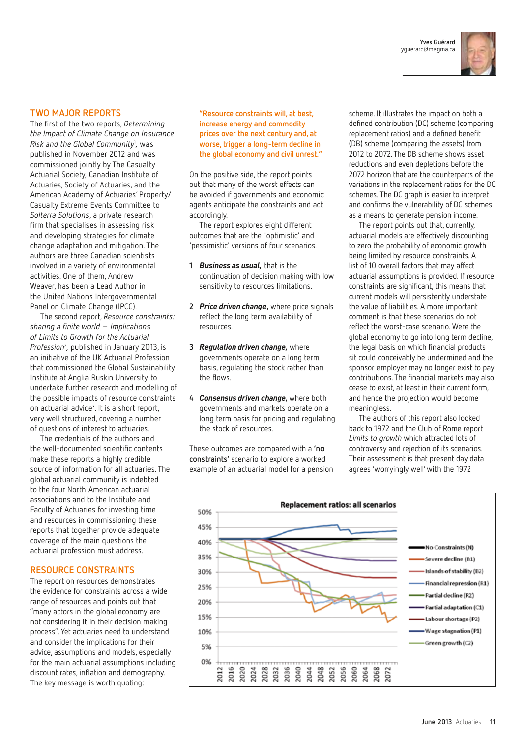Yves Guérard
yguerard@magma.ca

## TWO MAJOR REPORTS

The first of the two reports, *Determining the Impact of Climate Change on Insurance Risk and the Global Community*[1], was published in November 2012 and was commissioned jointly by The Casualty Actuarial Society, Canadian Institute of Actuaries, Society of Actuaries, and the American Academy of Actuaries' Property/Casualty Extreme Events Committee to *Solterra Solutions*, a private research firm that specialises in assessing risk and developing strategies for climate change adaptation and mitigation. The authors are three Canadian scientists involved in a variety of environmental activities. One of them, Andrew Weaver, has been a Lead Author in the United Nations Intergovernmental Panel on Climate Change (IPCC).

The second report, *Resource constraints: sharing a finite world – Implications of Limits to Growth for the Actuarial Profession*[2], published in January 2013, is an initiative of the UK Actuarial Profession that commissioned the Global Sustainability Institute at Anglia Ruskin University to undertake further research and modelling of the possible impacts of resource constraints on actuarial advice[3]. It is a short report, very well structured, covering a number of questions of interest to actuaries.

The credentials of the authors and the well-documented scientific contents make these reports a highly credible source of information for all actuaries. The global actuarial community is indebted to the four North American actuarial associations and to the Institute and Faculty of Actuaries for investing time and resources in commissioning these reports that together provide adequate coverage of the main questions the actuarial profession must address.

## RESOURCE CONSTRAINTS

The report on resources demonstrates the evidence for constraints across a wide range of resources and points out that "many actors in the global economy are not considering it in their decision making process". Yet actuaries need to understand and consider the implications for their advice, assumptions and models, especially for the main actuarial assumptions including discount rates, inflation and demography. The key message is worth quoting:

"Resource constraints will, at best, increase energy and commodity prices over the next century and, at worse, trigger a long-term decline in the global economy and civil unrest."

On the positive side, the report points out that many of these adverse effects can be avoided if governments and economic agents anticipate the constraints and act accordingly.

The report explores eight different outcomes that are the 'optimistic' and 'pessimistic' versions of four scenarios.

1. ***Business as usual,*** that is the continuation of decision making with low sensitivity to resources limitations.
2. ***Price driven change,*** where price signals reflect the long term availability of resources.
3. ***Regulation driven change,*** where governments operate on a long term basis, regulating the stock rather than the flows.
4. ***Consensus driven change,*** where both governments and markets operate on a long term basis for pricing and regulating the stock of resources.

These outcomes are compared with a **'no constraints'** scenario to explore a worked example of an actuarial model for a pension scheme. It illustrates the impact on both a defined contribution (DC) scheme (comparing replacement ratios) and a defined benefit (DB) scheme (comparing the assets) from 2012 to 2072. The DB scheme shows asset reductions and even depletions before the 2072 horizon that are the counterparts of the variations in the replacement ratios for the DC schemes. The DC graph is easier to interpret and confirms the vulnerability of DC schemes as a means to generate pension income.

The report points out that, currently, actuarial models are effectively discounting to zero the probability of economic growth being limited by resource constraints. A list of 10 overall factors that may affect actuarial assumptions is provided. If resource constraints are significant, this means that current models will persistently understate the value of liabilities. A more important comment is that these scenarios do not reflect the worst-case scenario. Were the global economy to go into long term decline, the legal basis on which financial products sit could conceivably be undermined and the sponsor employer may no longer exist to pay contributions. The financial markets may also cease to exist, at least in their current form, and hence the projection would become meaningless.

The authors of this report also looked back to 1972 and the Club of Rome report *Limits to growth* which attracted lots of controversy and rejection of its scenarios. Their assessment is that present day data agrees 'worryingly well' with the 1972

**Replacement ratios: all scenarios**

Legend: No Constraints (N); Severe decline (B1); Islands of stability (B2); Financial repression (R1); Partial decline (R2); Partial adaptation (C1); Labour shortage (P2); Wage stagnation (P1); Green growth (C2)

Y-axis: 0% – 50%; X-axis: 2012 – 2072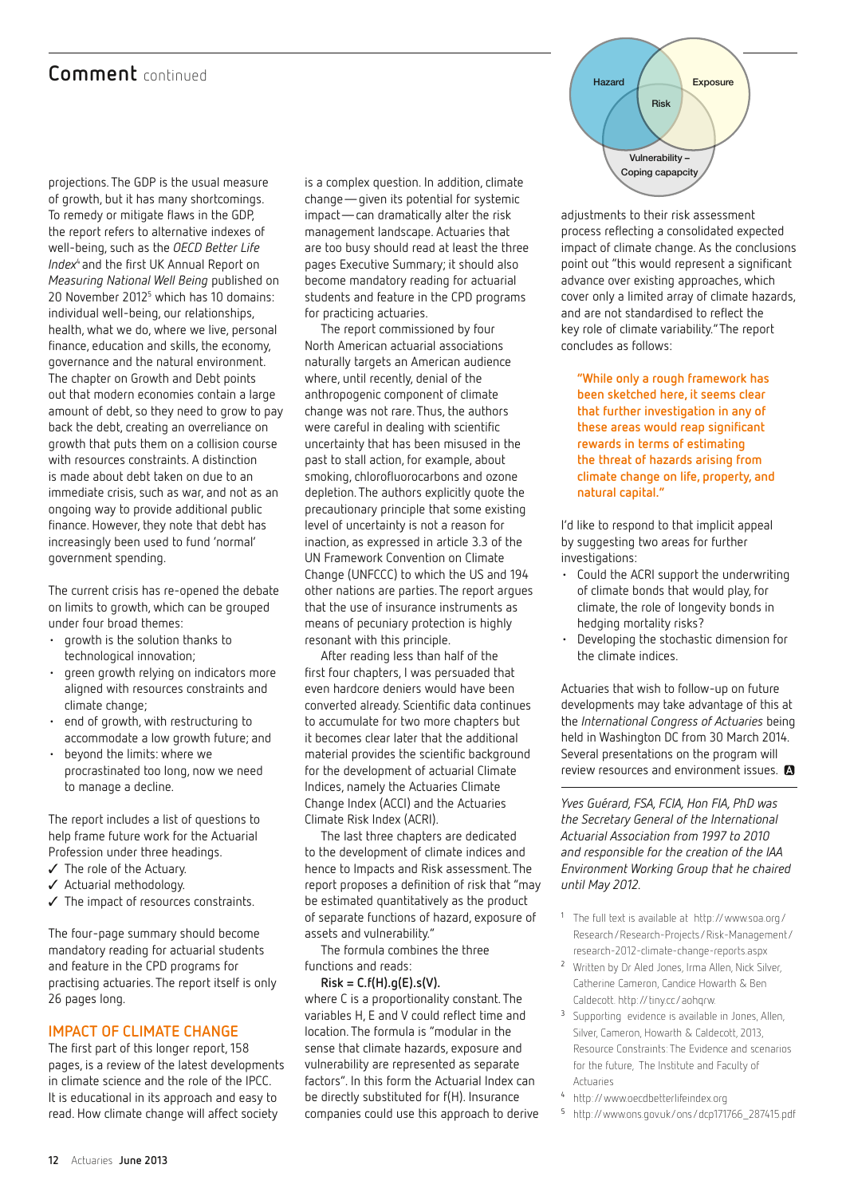# Comment continued

projections. The GDP is the usual measure of growth, but it has many shortcomings. To remedy or mitigate flaws in the GDP, the report refers to alternative indexes of well-being, such as the *OECD Better Life Index*[4] and the first UK Annual Report on *Measuring National Well Being* published on 20 November 2012[5] which has 10 domains: individual well-being, our relationships, health, what we do, where we live, personal finance, education and skills, the economy, governance and the natural environment. The chapter on Growth and Debt points out that modern economies contain a large amount of debt, so they need to grow to pay back the debt, creating an overreliance on growth that puts them on a collision course with resources constraints. A distinction is made about debt taken on due to an immediate crisis, such as war, and not as an ongoing way to provide additional public finance. However, they note that debt has increasingly been used to fund 'normal' government spending.

The current crisis has re-opened the debate on limits to growth, which can be grouped under four broad themes:

- growth is the solution thanks to technological innovation;
- green growth relying on indicators more aligned with resources constraints and climate change;
- end of growth, with restructuring to accommodate a low growth future; and
- beyond the limits: where we procrastinated too long, now we need to manage a decline.

The report includes a list of questions to help frame future work for the Actuarial Profession under three headings.

- ✓ The role of the Actuary.
- ✓ Actuarial methodology.
- ✓ The impact of resources constraints.

The four-page summary should become mandatory reading for actuarial students and feature in the CPD programs for practising actuaries. The report itself is only 26 pages long.

## IMPACT OF CLIMATE CHANGE

The first part of this longer report, 158 pages, is a review of the latest developments in climate science and the role of the IPCC. It is educational in its approach and easy to read. How climate change will affect society is a complex question. In addition, climate change — given its potential for systemic impact — can dramatically alter the risk management landscape. Actuaries that are too busy should read at least the three pages Executive Summary; it should also become mandatory reading for actuarial students and feature in the CPD programs for practicing actuaries.

The report commissioned by four North American actuarial associations naturally targets an American audience where, until recently, denial of the anthropogenic component of climate change was not rare. Thus, the authors were careful in dealing with scientific uncertainty that has been misused in the past to stall action, for example, about smoking, chlorofluorocarbons and ozone depletion. The authors explicitly quote the precautionary principle that some existing level of uncertainty is not a reason for inaction, as expressed in article 3.3 of the UN Framework Convention on Climate Change (UNFCCC) to which the US and 194 other nations are parties. The report argues that the use of insurance instruments as means of pecuniary protection is highly resonant with this principle.

After reading less than half of the first four chapters, I was persuaded that even hardcore deniers would have been converted already. Scientific data continues to accumulate for two more chapters but it becomes clear later that the additional material provides the scientific background for the development of actuarial Climate Indices, namely the Actuaries Climate Change Index (ACCI) and the Actuaries Climate Risk Index (ACRI).

The last three chapters are dedicated to the development of climate indices and hence to Impacts and Risk Assessment. The report proposes a definition of risk that "may be estimated quantitatively as the product of separate functions of hazard, exposure of assets and vulnerability."

The formula combines the three functions and reads:

**Risk = C.f(H).g(E).s(V).**

where C is a proportionality constant. The variables H, E and V could reflect time and location. The formula is "modular in the sense that climate hazards, exposure and vulnerability are represented as separate factors". In this form the Actuarial Index can be directly substituted for f(H). Insurance companies could use this approach to derive

Hazard
Exposure
Risk
Vulnerability – Coping capacpity

adjustments to their risk assessment process reflecting a consolidated expected impact of climate change. As the conclusions point out "this would represent a significant advance over existing approaches, which cover only a limited array of climate hazards, and are not standardised to reflect the key role of climate variability." The report concludes as follows:

> **"While only a rough framework has been sketched here, it seems clear that further investigation in any of these areas would reap significant rewards in terms of estimating the threat of hazards arising from climate change on life, property, and natural capital."**

I'd like to respond to that implicit appeal by suggesting two areas for further investigations:

- Could the ACRI support the underwriting of climate bonds that would play, for climate, the role of longevity bonds in hedging mortality risks?
- Developing the stochastic dimension for the climate indices.

Actuaries that wish to follow-up on future developments may take advantage of this at the *International Congress of Actuaries* being held in Washington DC from 30 March 2014. Several presentations on the program will review resources and environment issues.

*Yves Guérard, FSA, FCIA, Hon FIA, PhD was the Secretary General of the International Actuarial Association from 1997 to 2010 and responsible for the creation of the IAA Environment Working Group that he chaired until May 2012.*

1. The full text is available at http://www.soa.org/Research/Research-Projects/Risk-Management/research-2012-climate-change-reports.aspx
2. Written by Dr Aled Jones, Irma Allen, Nick Silver, Catherine Cameron, Candice Howarth & Ben Caldecott. http://tiny.cc/aohqrw.
3. Supporting evidence is available in Jones, Allen, Silver, Cameron, Howarth & Caldecott, 2013, Resource Constraints: The Evidence and scenarios for the future, The Institute and Faculty of Actuaries
4. http://www.oecdbetterlifeindex.org
5. http://www.ons.gov.uk/ons/dcp171766_287415.pdf